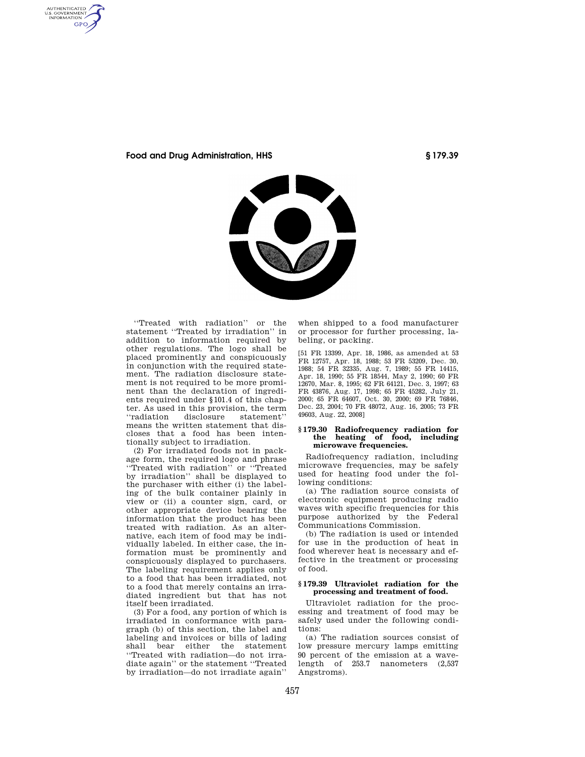''Treated with radiation'' or the statement ''Treated by irradiation'' in addition to information required by other regulations. The logo shall be placed prominently and conspicuously in conjunction with the required statement. The radiation disclosure statement is not required to be more prominent than the declaration of ingredients required under §101.4 of this chapter. As used in this provision, the term ''radiation disclosure statement'' means the written statement that discloses that a food has been intentionally subject to irradiation.

(2) For irradiated foods not in package form, the required logo and phrase ''Treated with radiation'' or ''Treated by irradiation'' shall be displayed to the purchaser with either (i) the labeling of the bulk container plainly in view or (ii) a counter sign, card, or other appropriate device bearing the information that the product has been treated with radiation. As an alternative, each item of food may be individually labeled. In either case, the information must be prominently and conspicuously displayed to purchasers. The labeling requirement applies only to a food that has been irradiated, not to a food that merely contains an irradiated ingredient but that has not itself been irradiated.

(3) For a food, any portion of which is irradiated in conformance with paragraph (b) of this section, the label and labeling and invoices or bills of lading shall bear either the statement ''Treated with radiation—do not irradiate again'' or the statement ''Treated by irradiation—do not irradiate again'' when shipped to a food manufacturer or processor for further processing, labeling, or packing.

[51 FR 13399, Apr. 18, 1986, as amended at 53 FR 12757, Apr. 18, 1988; 53 FR 53209, Dec. 30, 1988; 54 FR 32335, Aug. 7, 1989; 55 FR 14415, Apr. 18, 1990; 55 FR 18544, May 2, 1990; 60 FR 12670, Mar. 8, 1995; 62 FR 64121, Dec. 3, 1997; 63 FR 43876, Aug. 17, 1998; 65 FR 45282, July 21, 2000; 65 FR 64607, Oct. 30, 2000; 69 FR 76846, Dec. 23, 2004; 70 FR 48072, Aug. 16, 2005; 73 FR 49603, Aug. 22, 2008]

### § 179.30 Radiofrequency radiation for the heating of food, including microwave frequencies.

Radiofrequency radiation, including microwave frequencies, may be safely used for heating food under the following conditions:

(a) The radiation source consists of electronic equipment producing radio waves with specific frequencies for this purpose authorized by the Federal Communications Commission.

(b) The radiation is used or intended for use in the production of heat in food wherever heat is necessary and effective in the treatment or processing of food.

### § 179.39 Ultraviolet radiation for the processing and treatment of food.

Ultraviolet radiation for the processing and treatment of food may be safely used under the following conditions:

(a) The radiation sources consist of low pressure mercury lamps emitting 90 percent of the emission at a wavelength of 253.7 nanometers (2,537 Angstroms).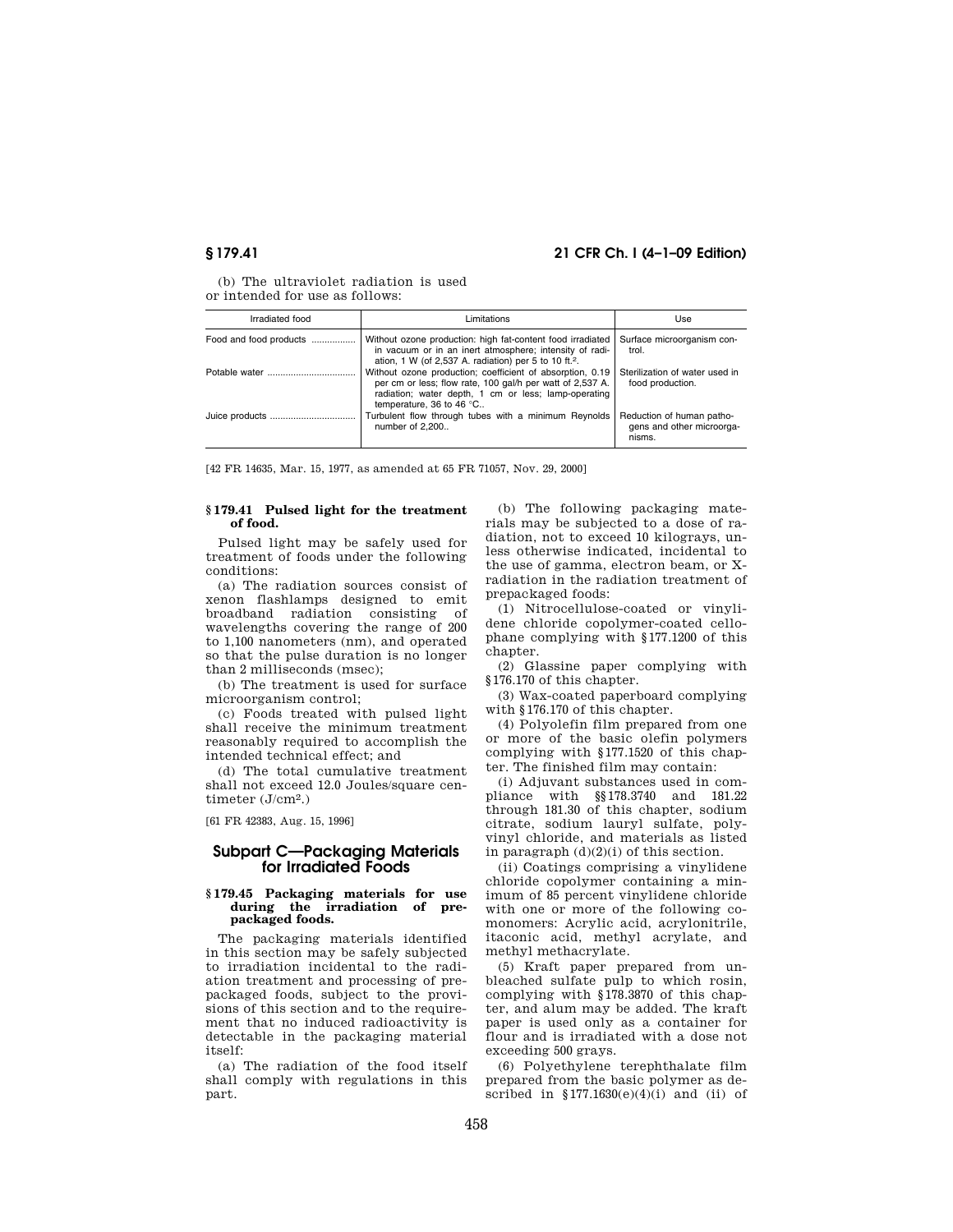(b) The ultraviolet radiation is used or intended for use as follows:

| Irradiated food | Limitations | Use |
|---|---|---|
| Food and food products ................. | Without ozone production: high fat-content food irradiated in vacuum or in an inert atmosphere; intensity of radiation, 1 W (of 2,537 A. radiation) per 5 to 10 ft.[2]. | Surface microorganism control. |
| Potable water ................................. | Without ozone production; coefficient of absorption, 0.19 per cm or less; flow rate, 100 gal/h per watt of 2,537 A. radiation; water depth, 1 cm or less; lamp-operating temperature, 36 to 46 °C.. | Sterilization of water used in food production. |
| Juice products ................................. | Turbulent flow through tubes with a minimum Reynolds number of 2,200.. | Reduction of human pathogens and other microorganisms. |

[42 FR 14635, Mar. 15, 1977, as amended at 65 FR 71057, Nov. 29, 2000]

**§ 179.41 Pulsed light for the treatment of food.**

Pulsed light may be safely used for treatment of foods under the following conditions:

(a) The radiation sources consist of xenon flashlamps designed to emit broadband radiation consisting of wavelengths covering the range of 200 to 1,100 nanometers (nm), and operated so that the pulse duration is no longer than 2 milliseconds (msec);

(b) The treatment is used for surface microorganism control;

(c) Foods treated with pulsed light shall receive the minimum treatment reasonably required to accomplish the intended technical effect; and

(d) The total cumulative treatment shall not exceed 12.0 Joules/square centimeter (J/cm².)

[61 FR 42383, Aug. 15, 1996]

## Subpart C—Packaging Materials for Irradiated Foods

**§ 179.45 Packaging materials for use during the irradiation of prepackaged foods.**

The packaging materials identified in this section may be safely subjected to irradiation incidental to the radiation treatment and processing of prepackaged foods, subject to the provisions of this section and to the requirement that no induced radioactivity is detectable in the packaging material itself:

(a) The radiation of the food itself shall comply with regulations in this part.

(b) The following packaging materials may be subjected to a dose of radiation, not to exceed 10 kilograys, unless otherwise indicated, incidental to the use of gamma, electron beam, or X-radiation in the radiation treatment of prepackaged foods:

(1) Nitrocellulose-coated or vinylidene chloride copolymer-coated cellophane complying with §177.1200 of this chapter.

(2) Glassine paper complying with §176.170 of this chapter.

(3) Wax-coated paperboard complying with §176.170 of this chapter.

(4) Polyolefin film prepared from one or more of the basic olefin polymers complying with §177.1520 of this chapter. The finished film may contain:

(i) Adjuvant substances used in compliance with §§178.3740 and 181.22 through 181.30 of this chapter, sodium citrate, sodium lauryl sulfate, polyvinyl chloride, and materials as listed in paragraph (d)(2)(i) of this section.

(ii) Coatings comprising a vinylidene chloride copolymer containing a minimum of 85 percent vinylidene chloride with one or more of the following comonomers: Acrylic acid, acrylonitrile, itaconic acid, methyl acrylate, and methyl methacrylate.

(5) Kraft paper prepared from unbleached sulfate pulp to which rosin, complying with §178.3870 of this chapter, and alum may be added. The kraft paper is used only as a container for flour and is irradiated with a dose not exceeding 500 grays.

(6) Polyethylene terephthalate film prepared from the basic polymer as described in §177.1630(e)(4)(i) and (ii) of